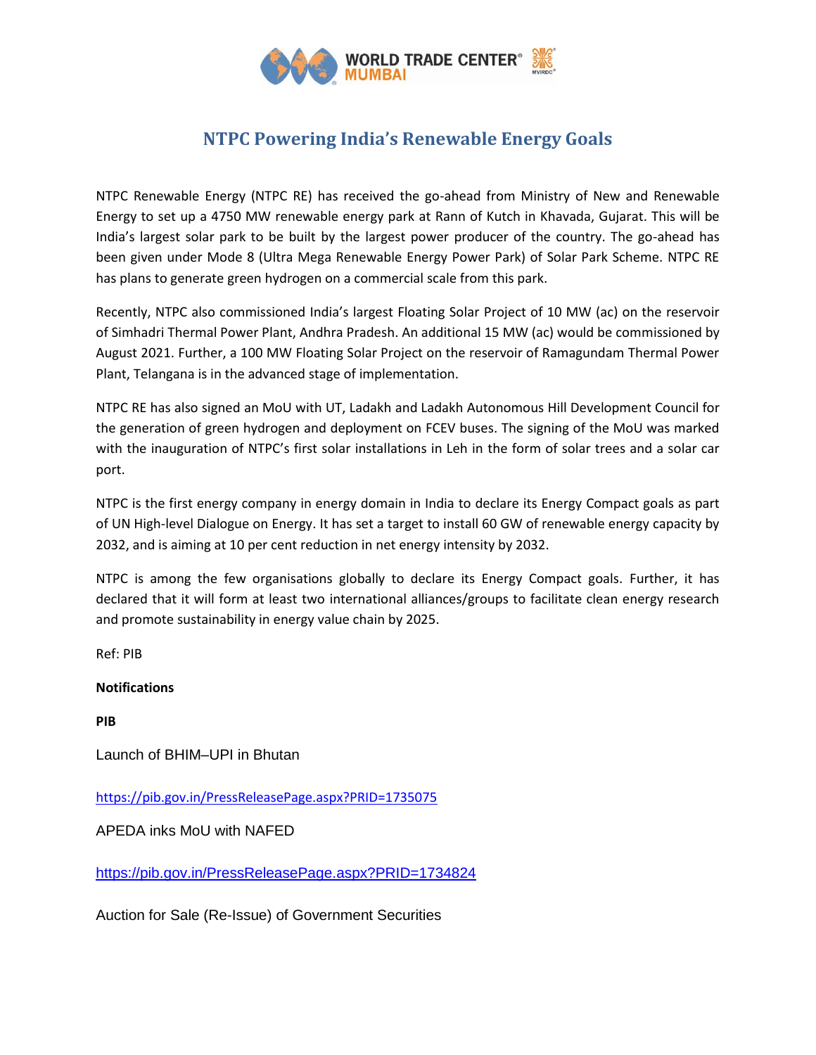# NTPC Powering India's Renewable Energy Goals

NTPC Renewable Energy (NTPC RE) has received the go-ahead from Ministry of New and Renewable Energy to set up a 4750 MW renewable energy park at Rann of Kutch in Khavada, Gujarat. This will be India's largest solar park to be built by the largest power producer of the country. The go-ahead has been given under Mode 8 (Ultra Mega Renewable Energy Power Park) of Solar Park Scheme. NTPC RE has plans to generate green hydrogen on a commercial scale from this park.

Recently, NTPC also commissioned India's largest Floating Solar Project of 10 MW (ac) on the reservoir of Simhadri Thermal Power Plant, Andhra Pradesh. An additional 15 MW (ac) would be commissioned by August 2021. Further, a 100 MW Floating Solar Project on the reservoir of Ramagundam Thermal Power Plant, Telangana is in the advanced stage of implementation.

NTPC RE has also signed an MoU with UT, Ladakh and Ladakh Autonomous Hill Development Council for the generation of green hydrogen and deployment on FCEV buses. The signing of the MoU was marked with the inauguration of NTPC's first solar installations in Leh in the form of solar trees and a solar car port.

NTPC is the first energy company in energy domain in India to declare its Energy Compact goals as part of UN High-level Dialogue on Energy. It has set a target to install 60 GW of renewable energy capacity by 2032, and is aiming at 10 per cent reduction in net energy intensity by 2032.

NTPC is among the few organisations globally to declare its Energy Compact goals. Further, it has declared that it will form at least two international alliances/groups to facilitate clean energy research and promote sustainability in energy value chain by 2025.

Ref: PIB

**Notifications**

**PIB**

Launch of BHIM–UPI in Bhutan

https://pib.gov.in/PressReleasePage.aspx?PRID=1735075

APEDA inks MoU with NAFED

https://pib.gov.in/PressReleasePage.aspx?PRID=1734824

Auction for Sale (Re-Issue) of Government Securities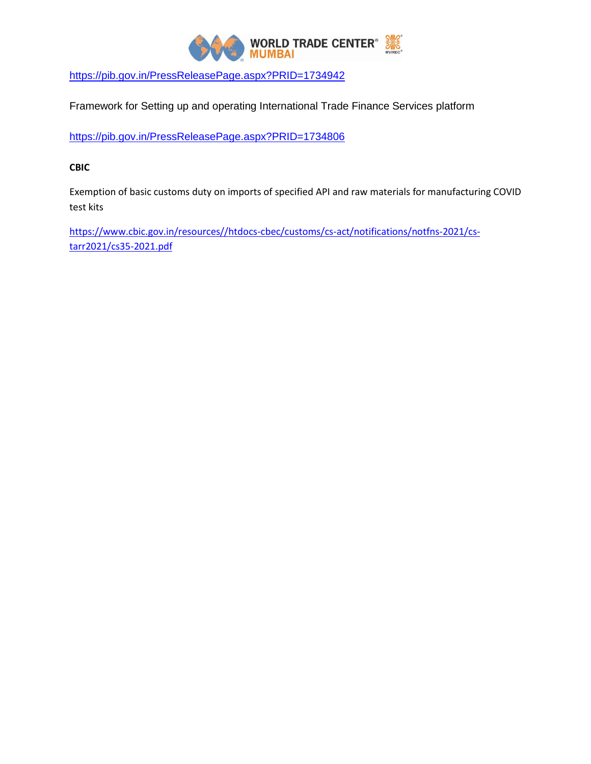https://pib.gov.in/PressReleasePage.aspx?PRID=1734942

Framework for Setting up and operating International Trade Finance Services platform

https://pib.gov.in/PressReleasePage.aspx?PRID=1734806

**CBIC**

Exemption of basic customs duty on imports of specified API and raw materials for manufacturing COVID test kits

https://www.cbic.gov.in/resources//htdocs-cbec/customs/cs-act/notifications/notfns-2021/cs-tarr2021/cs35-2021.pdf